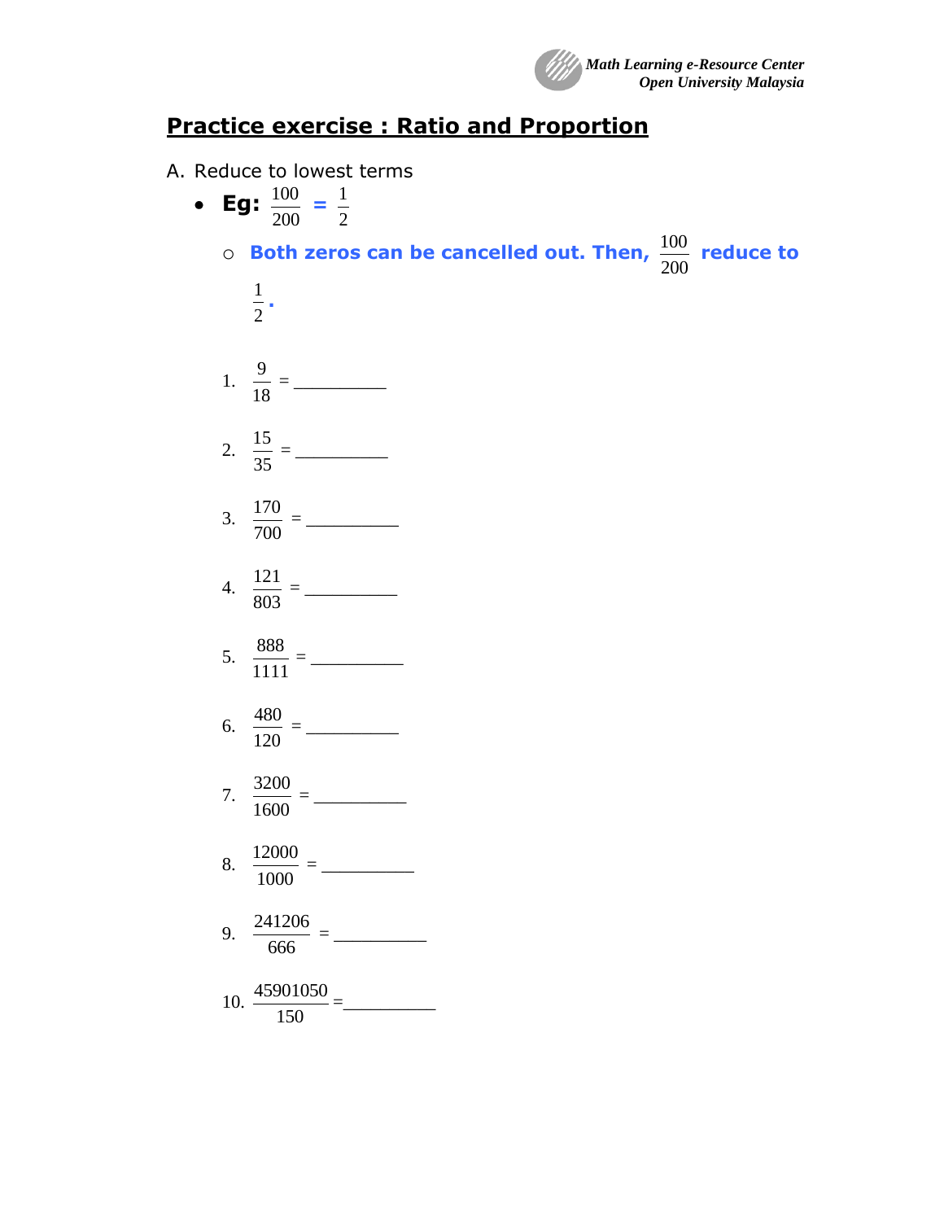# Practice exercise : Ratio and Proportion

A. Reduce to lowest terms

- **Eg:** $\frac{100}{200}$ **=** $\frac{1}{2}$
  - **Both zeros can be cancelled out. Then,** $\frac{100}{200}$ **reduce to** $\frac{1}{2}$**.**

1. $\frac{9}{18}$ = __________

2. $\frac{15}{35}$ = __________

3. $\frac{170}{700}$ = __________

4. $\frac{121}{803}$ = __________

5. $\frac{888}{1111}$ = __________

6. $\frac{480}{120}$ = __________

7. $\frac{3200}{1600}$ = __________

8. $\frac{12000}{1000}$ = __________

9. $\frac{241206}{666}$ = __________

10. $\frac{45901050}{150}$ = __________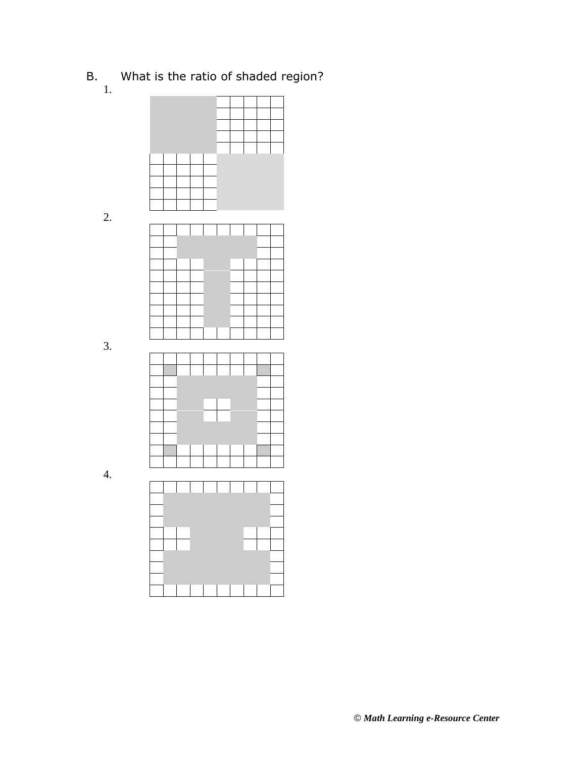B. What is the ratio of shaded region?

1.

2.

3.

4.

© *Math Learning e-Resource Center*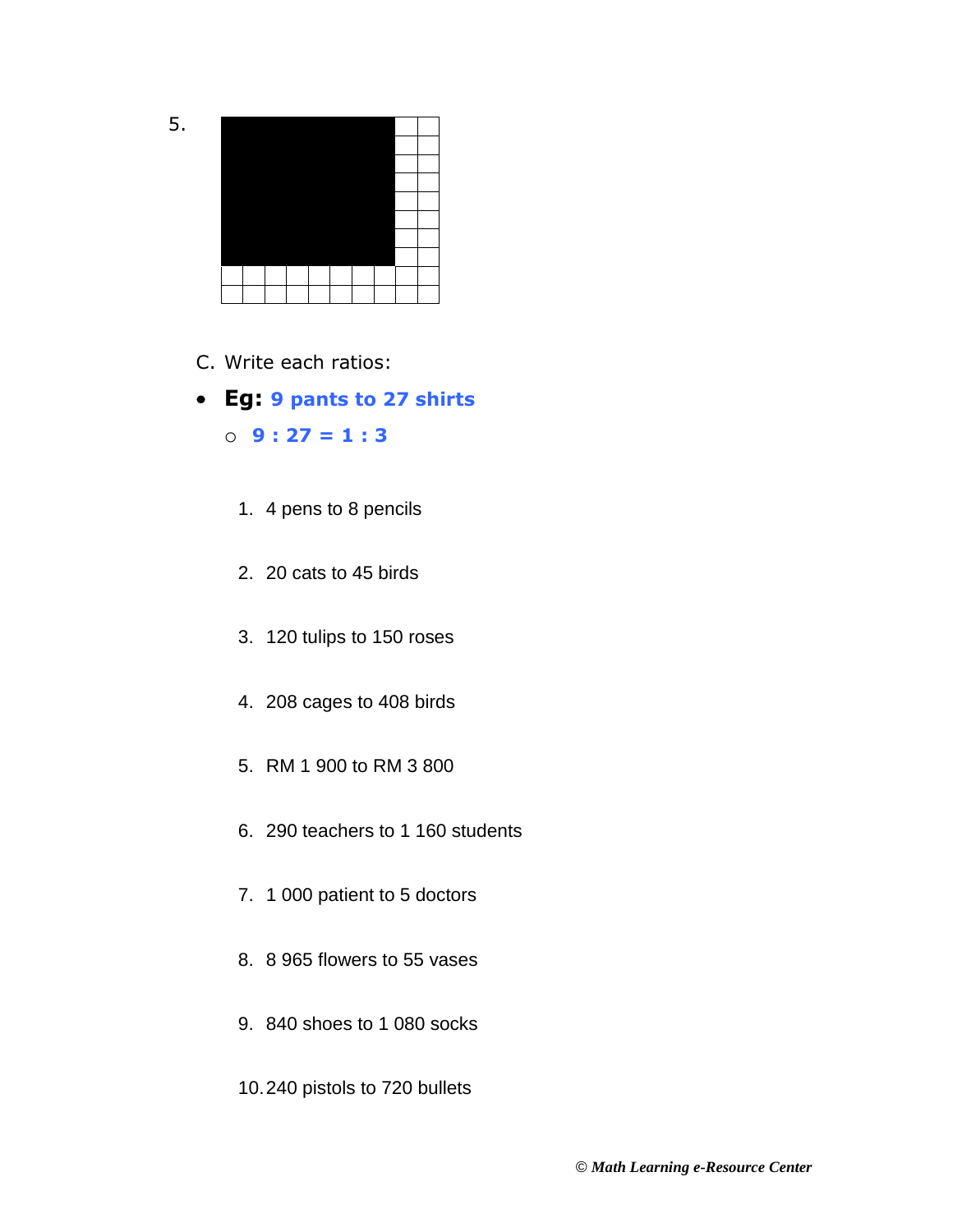5.

C. Write each ratios:

- **Eg: 9 pants to 27 shirts**
  - **9 : 27 = 1 : 3**

1. 4 pens to 8 pencils

2. 20 cats to 45 birds

3. 120 tulips to 150 roses

4. 208 cages to 408 birds

5. RM 1 900 to RM 3 800

6. 290 teachers to 1 160 students

7. 1 000 patient to 5 doctors

8. 8 965 flowers to 55 vases

9. 840 shoes to 1 080 socks

10. 240 pistols to 720 bullets

*© Math Learning e-Resource Center*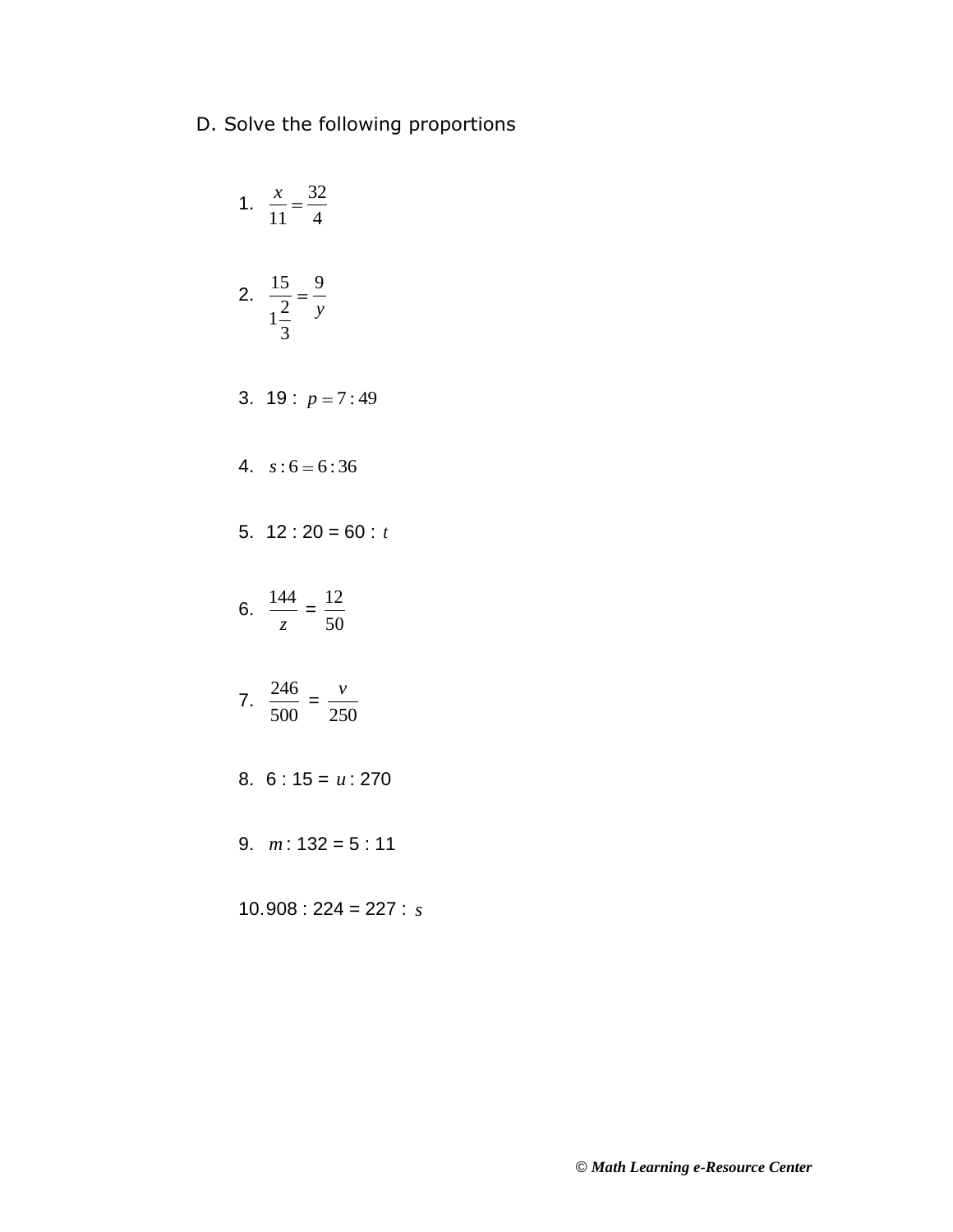D. Solve the following proportions

1. $\frac{x}{11} = \frac{32}{4}$

2. $\frac{15}{1\frac{2}{3}} = \frac{9}{y}$

3. $19 : p = 7 : 49$

4. $s : 6 = 6 : 36$

5. $12 : 20 = 60 : t$

6. $\frac{144}{z} = \frac{12}{50}$

7. $\frac{246}{500} = \frac{v}{250}$

8. $6 : 15 = u : 270$

9. $m : 132 = 5 : 11$

10. $908 : 224 = 227 : s$

© *Math Learning e-Resource Center*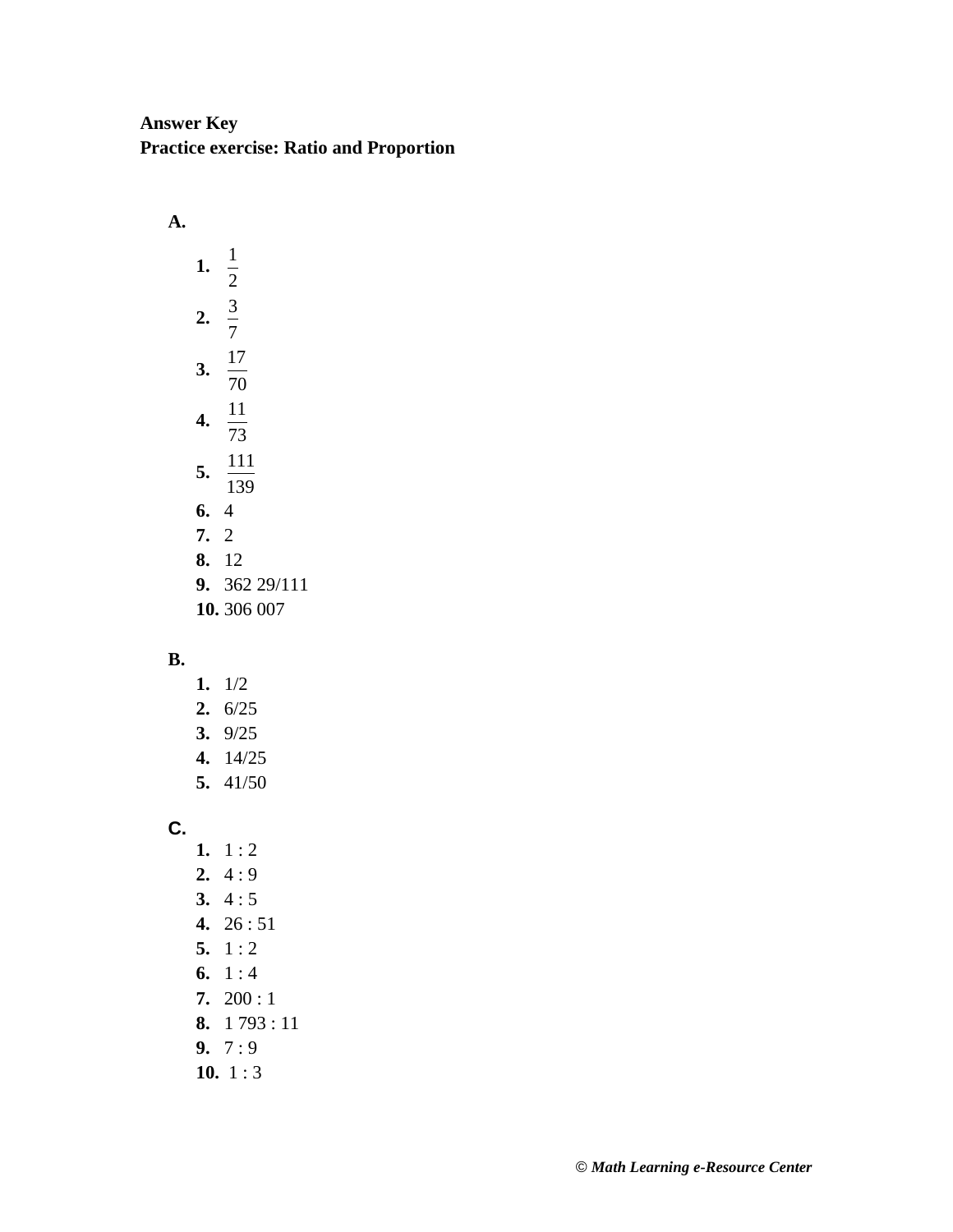**Answer Key**
**Practice exercise: Ratio and Proportion**

**A.**

1. $\frac{1}{2}$
2. $\frac{3}{7}$
3. $\frac{17}{70}$
4. $\frac{11}{73}$
5. $\frac{111}{139}$
6. 4
7. 2
8. 12
9. 362 29/111
10. 306 007

**B.**

1. 1/2
2. 6/25
3. 9/25
4. 14/25
5. 41/50

**C.**

1. 1 : 2
2. 4 : 9
3. 4 : 5
4. 26 : 51
5. 1 : 2
6. 1 : 4
7. 200 : 1
8. 1 793 : 11
9. 7 : 9
10. 1 : 3

© *Math Learning e-Resource Center*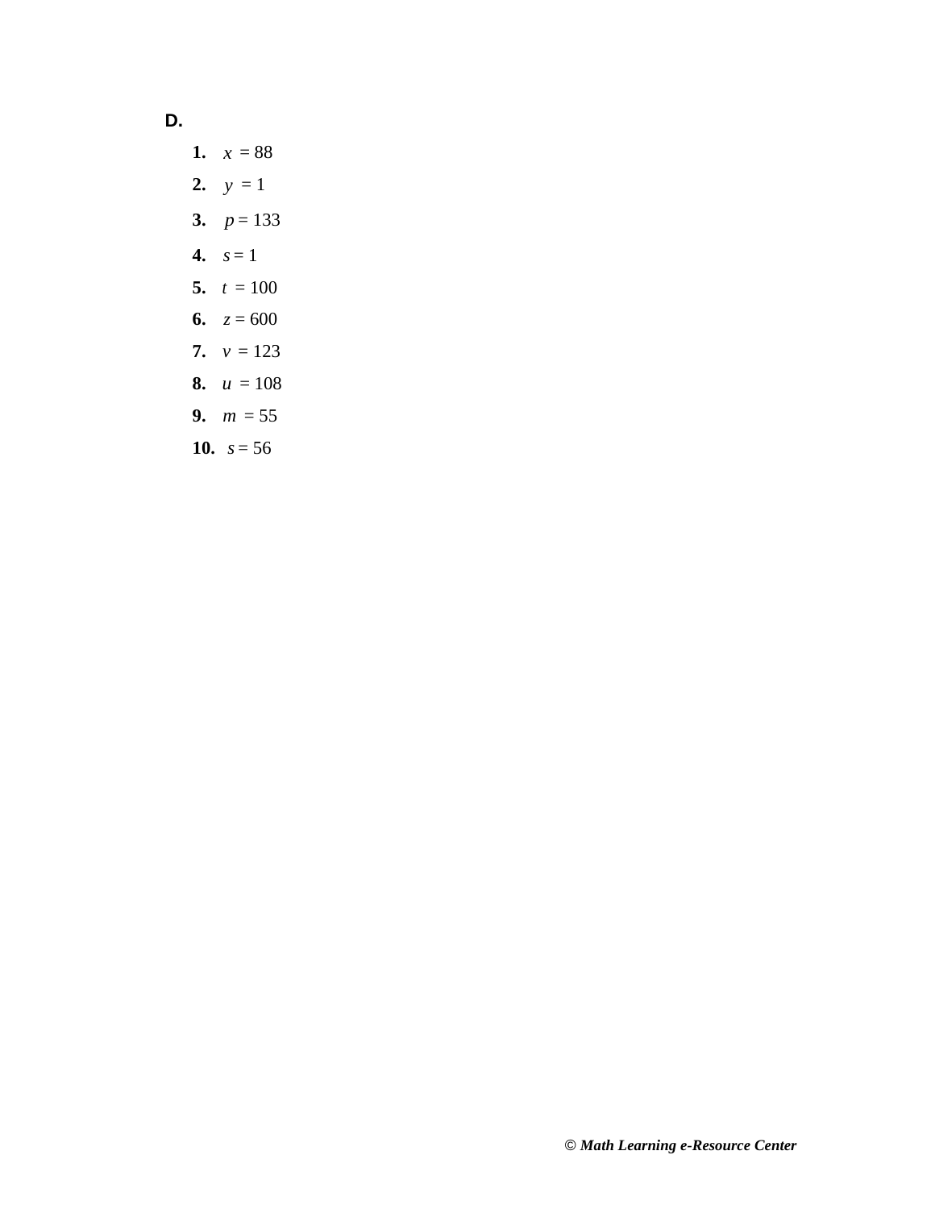**D.**

1. $x = 88$
2. $y = 1$
3. $p = 133$
4. $s = 1$
5. $t = 100$
6. $z = 600$
7. $v = 123$
8. $u = 108$
9. $m = 55$
10. $s = 56$

© ***Math Learning e-Resource Center***